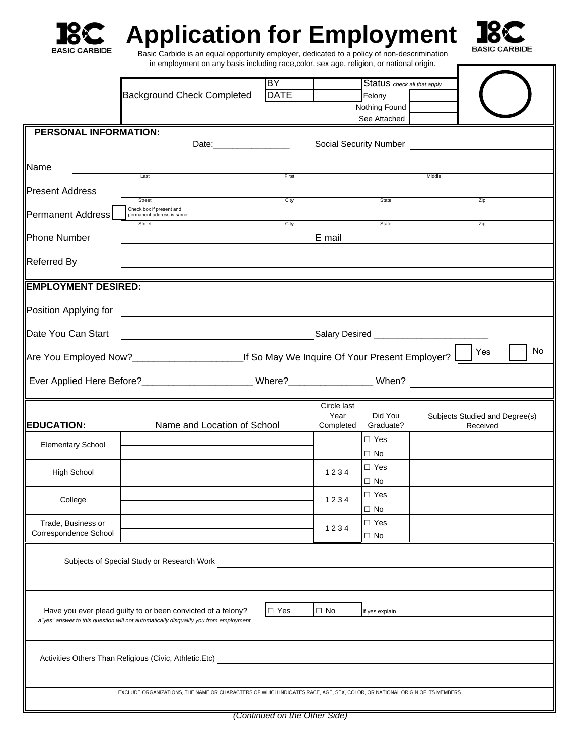BASIC CARBIDE

# Application for Employment

BASIC CARBIDE

Basic Carbide is an equal opportunity employer, dedicated to a policy of non-descrimination in employment on any basis including race,color, sex age, religion, or national origin.

| Background Check Completed | BY | | Status *check all that apply* | |
|---|---|---|---|---|
| | DATE | | Felony | |
| | | | Nothing Found | |
| | | | See Attached | |

## PERSONAL INFORMATION:

Date:________________ Social Security Number ________________

Name ________________
Last / First / Middle

Present Address ________________
Street / City / State / Zip

Permanent Address ☐ Check box if present and permanent address is same ________________
Street / City / State / Zip

Phone Number ________________ E mail ________________

Referred By ________________

## EMPLOYMENT DESIRED:

Position Applying for ________________

Date You Can Start ________________ Salary Desired ________________________

Are You Employed Now?_____________________If So May We Inquire Of Your Present Employer? ☐ Yes ☐ No

Ever Applied Here Before?_____________________ Where?________________ When? ________________

| EDUCATION: | Name and Location of School | Circle last Year Completed | Did You Graduate? | Subjects Studied and Degree(s) Received |
|---|---|---|---|---|
| Elementary School | | | ☐ Yes ☐ No | |
| High School | | 1 2 3 4 | ☐ Yes ☐ No | |
| College | | 1 2 3 4 | ☐ Yes ☐ No | |
| Trade, Business or Correspondence School | | 1 2 3 4 | ☐ Yes ☐ No | |

Subjects of Special Study or Research Work ________________

Have you ever plead guilty to or been convicted of a felony? ☐ Yes ☐ No if yes explain ________________

*a"yes" answer to this question will not automatically disqualify you from employment*

Activities Others Than Religious (Civic, Athletic.Etc) ________________

EXCLUDE ORGANIZATIONS, THE NAME OR CHARACTERS OF WHICH INDICATES RACE, AGE, SEX, COLOR, OR NATIONAL ORIGIN OF ITS MEMBERS

*(Continued on the Other Side)*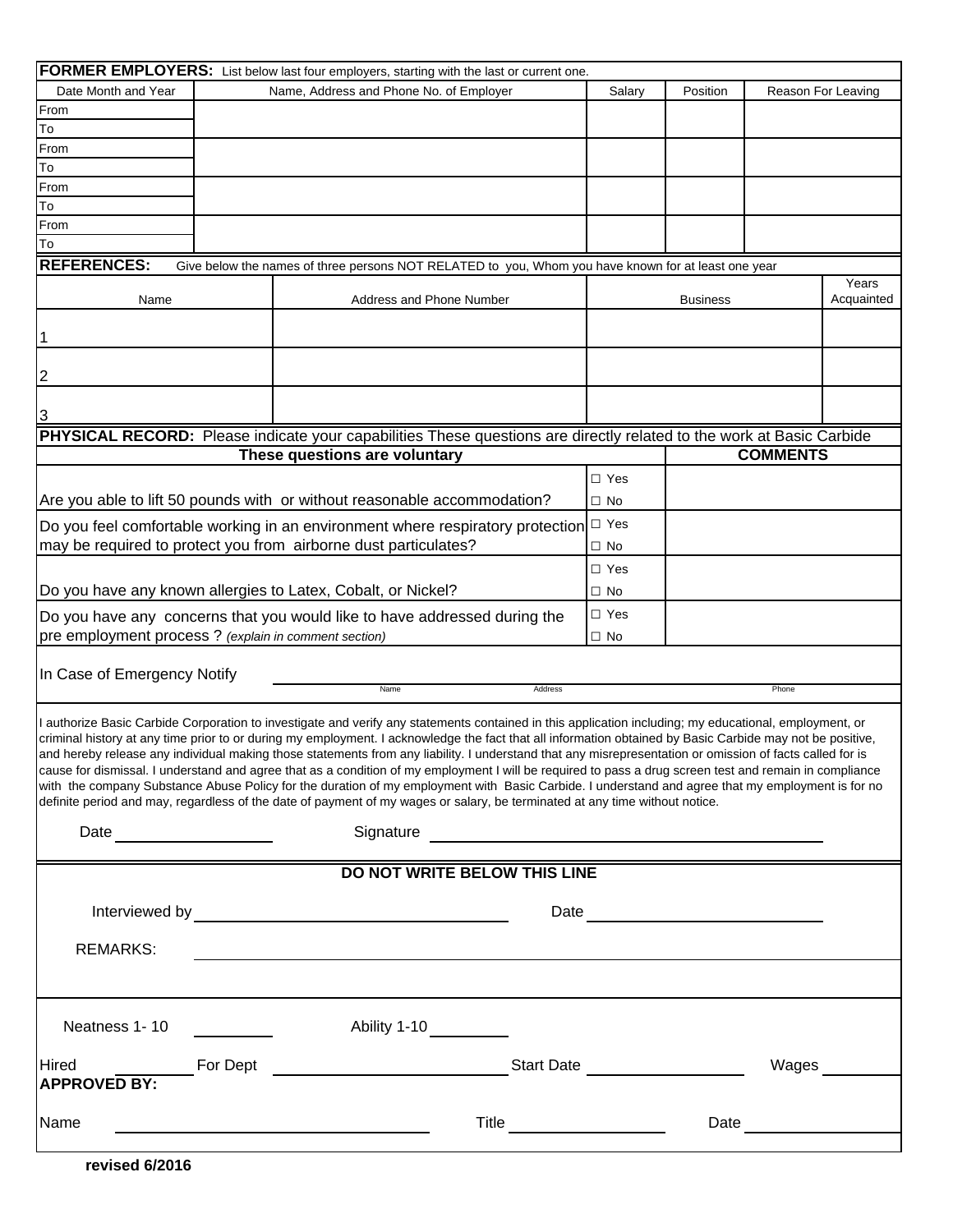**FORMER EMPLOYERS:** List below last four employers, starting with the last or current one.

| Date Month and Year | Name, Address and Phone No. of Employer | Salary | Position | Reason For Leaving |
|---|---|---|---|---|
| From | | | | |
| To | | | | |
| From | | | | |
| To | | | | |
| From | | | | |
| To | | | | |
| From | | | | |
| To | | | | |

**REFERENCES:** Give below the names of three persons NOT RELATED to you, Whom you have known for at least one year

| Name | Address and Phone Number | Business | Years Acquainted |
|---|---|---|---|
| 1 | | | |
| 2 | | | |
| 3 | | | |

**PHYSICAL RECORD:** Please indicate your capabilities These questions are directly related to the work at Basic Carbide

| These questions are voluntary | | COMMENTS |
|---|---|---|
| Are you able to lift 50 pounds with or without reasonable accommodation? | ☐ Yes ☐ No | |
| Do you feel comfortable working in an environment where respiratory protection may be required to protect you from airborne dust particulates? | ☐ Yes ☐ No | |
| Do you have any known allergies to Latex, Cobalt, or Nickel? | ☐ Yes ☐ No | |
| Do you have any concerns that you would like to have addressed during the pre employment process ? *(explain in comment section)* | ☐ Yes ☐ No | |

In Case of Emergency Notify ______________________________________________
Name Address Phone

I authorize Basic Carbide Corporation to investigate and verify any statements contained in this application including; my educational, employment, or criminal history at any time prior to or during my employment. I acknowledge the fact that all information obtained by Basic Carbide may not be positive, and hereby release any individual making those statements from any liability. I understand that any misrepresentation or omission of facts called for is cause for dismissal. I understand and agree that as a condition of my employment I will be required to pass a drug screen test and remain in compliance with the company Substance Abuse Policy for the duration of my employment with Basic Carbide. I understand and agree that my employment is for no definite period and may, regardless of the date of payment of my wages or salary, be terminated at any time without notice.

Date ________________ Signature ______________________________________

**DO NOT WRITE BELOW THIS LINE**

Interviewed by ______________________________ Date ______________________

REMARKS: ______________________________________________

Neatness 1- 10 ________ Ability 1-10 ________

Hired ________ For Dept ______________________ Start Date ________________ Wages ________

**APPROVED BY:**

Name ______________________________ Title ________________ Date ________________

**revised 6/2016**